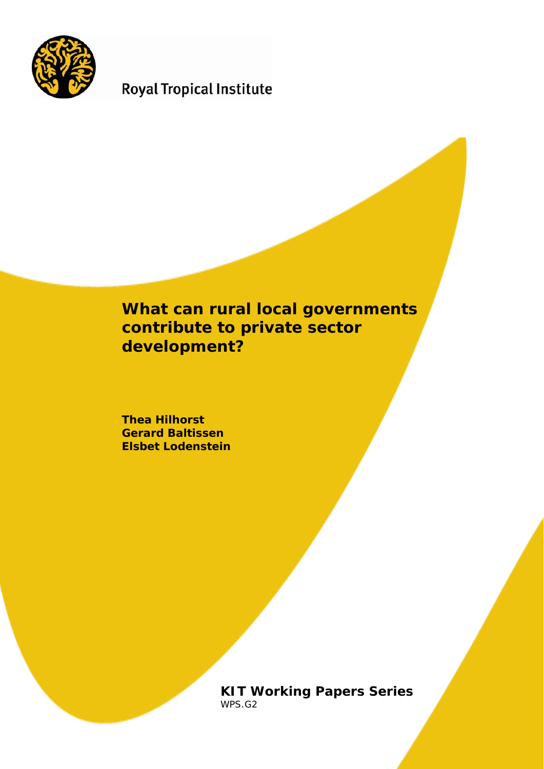Royal Tropical Institute

# What can rural local governments contribute to private sector development?

**Thea Hilhorst**
**Gerard Baltissen**
**Elsbet Lodenstein**

**KIT Working Papers Series**
WPS.G2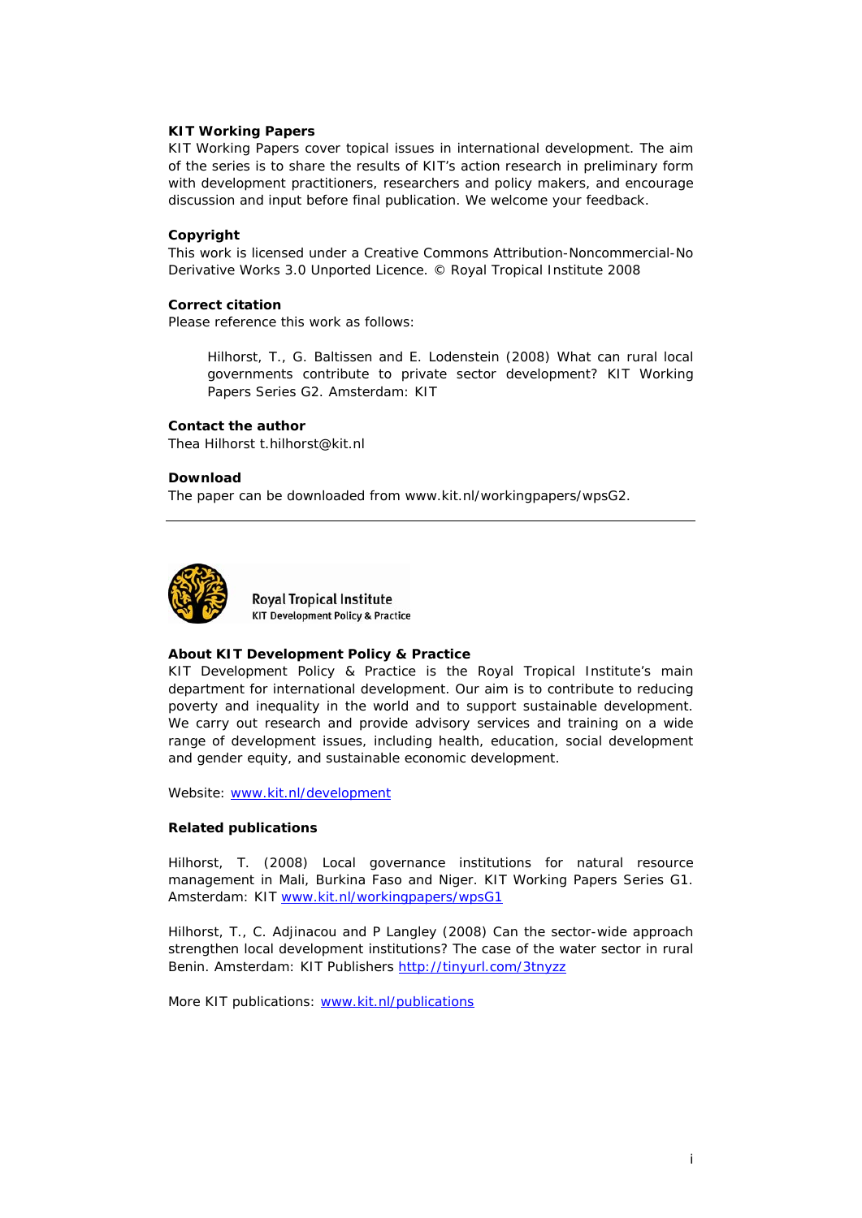**KIT Working Papers**
KIT Working Papers cover topical issues in international development. The aim of the series is to share the results of KIT's action research in preliminary form with development practitioners, researchers and policy makers, and encourage discussion and input before final publication. We welcome your feedback.

**Copyright**
This work is licensed under a Creative Commons Attribution-Noncommercial-No Derivative Works 3.0 Unported Licence. © Royal Tropical Institute 2008

**Correct citation**
Please reference this work as follows:

> Hilhorst, T., G. Baltissen and E. Lodenstein (2008) What can rural local governments contribute to private sector development? KIT Working Papers Series G2. Amsterdam: KIT

**Contact the author**
Thea Hilhorst t.hilhorst@kit.nl

**Download**
The paper can be downloaded from www.kit.nl/workingpapers/wpsG2.

---

Royal Tropical Institute
KIT Development Policy & Practice

**About KIT Development Policy & Practice**
KIT Development Policy & Practice is the Royal Tropical Institute's main department for international development. Our aim is to contribute to reducing poverty and inequality in the world and to support sustainable development. We carry out research and provide advisory services and training on a wide range of development issues, including health, education, social development and gender equity, and sustainable economic development.

Website: www.kit.nl/development

**Related publications**

Hilhorst, T. (2008) Local governance institutions for natural resource management in Mali, Burkina Faso and Niger. KIT Working Papers Series G1. Amsterdam: KIT www.kit.nl/workingpapers/wpsG1

Hilhorst, T., C. Adjinacou and P Langley (2008) Can the sector-wide approach strengthen local development institutions? The case of the water sector in rural Benin. Amsterdam: KIT Publishers http://tinyurl.com/3tnyzz

More KIT publications: www.kit.nl/publications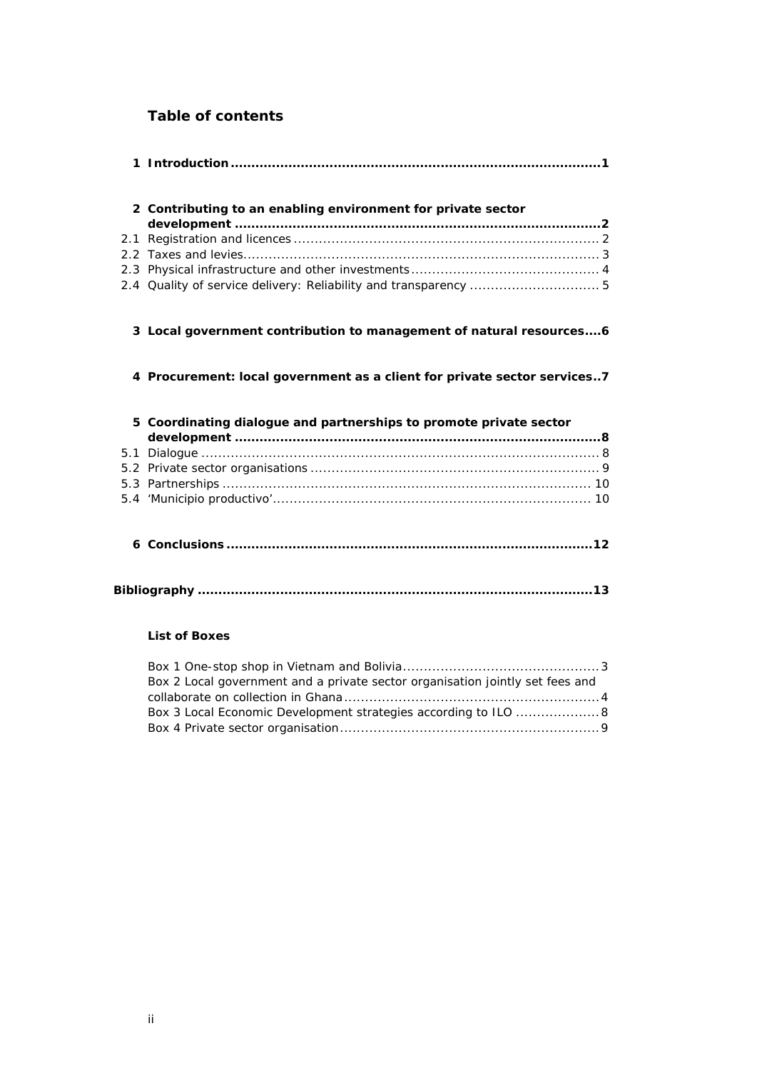## Table of contents

**1 Introduction ........................................................................................1**

**2 Contributing to an enabling environment for private sector development .........................................................................................2**

2.1 Registration and licences ......................................................................... 2
2.2 Taxes and levies...................................................................................... 3
2.3 Physical infrastructure and other investments ............................................ 4
2.4 Quality of service delivery: Reliability and transparency ............................... 5

**3 Local government contribution to management of natural resources....6**

**4 Procurement: local government as a client for private sector services..7**

**5 Coordinating dialogue and partnerships to promote private sector development .........................................................................................8**

5.1 Dialogue ................................................................................................ 8
5.2 Private sector organisations ..................................................................... 9
5.3 Partnerships ........................................................................................ 10
5.4 'Municipio productivo'............................................................................ 10

**6 Conclusions ........................................................................................12**

**Bibliography ..............................................................................................13**

**List of Boxes**

Box 1 One-stop shop in Vietnam and Bolivia...............................................3
Box 2 Local government and a private sector organisation jointly set fees and collaborate on collection in Ghana.............................................................4
Box 3 Local Economic Development strategies according to ILO ....................8
Box 4 Private sector organisation..............................................................9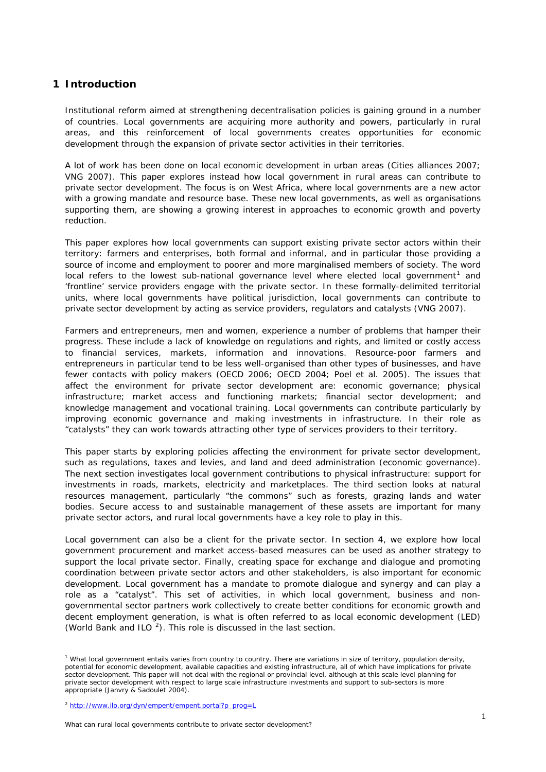# 1 Introduction

Institutional reform aimed at strengthening decentralisation policies is gaining ground in a number of countries. Local governments are acquiring more authority and powers, particularly in rural areas, and this reinforcement of local governments creates opportunities for economic development through the expansion of private sector activities in their territories.

A lot of work has been done on local economic development in urban areas (Cities alliances 2007; VNG 2007). This paper explores instead how local government in rural areas can contribute to private sector development. The focus is on West Africa, where local governments are a new actor with a growing mandate and resource base. These new local governments, as well as organisations supporting them, are showing a growing interest in approaches to economic growth and poverty reduction.

This paper explores how local governments can support existing private sector actors within their territory: farmers and enterprises, both formal and informal, and in particular those providing a source of income and employment to poorer and more marginalised members of society. The word local refers to the lowest sub-national governance level where elected local government[1] and 'frontline' service providers engage with the private sector. In these formally-delimited territorial units, where local governments have political jurisdiction, local governments can contribute to private sector development by acting as service providers, regulators and catalysts (VNG 2007).

Farmers and entrepreneurs, men and women, experience a number of problems that hamper their progress. These include a lack of knowledge on regulations and rights, and limited or costly access to financial services, markets, information and innovations. Resource-poor farmers and entrepreneurs in particular tend to be less well-organised than other types of businesses, and have fewer contacts with policy makers (OECD 2006; OECD 2004; Poel et al. 2005). The issues that affect the environment for private sector development are: economic governance; physical infrastructure; market access and functioning markets; financial sector development; and knowledge management and vocational training. Local governments can contribute particularly by improving economic governance and making investments in infrastructure. In their role as "catalysts" they can work towards attracting other type of services providers to their territory.

This paper starts by exploring policies affecting the environment for private sector development, such as regulations, taxes and levies, and land and deed administration (economic governance). The next section investigates local government contributions to physical infrastructure: support for investments in roads, markets, electricity and marketplaces. The third section looks at natural resources management, particularly "the commons" such as forests, grazing lands and water bodies. Secure access to and sustainable management of these assets are important for many private sector actors, and rural local governments have a key role to play in this.

Local government can also be a client for the private sector. In section 4, we explore how local government procurement and market access-based measures can be used as another strategy to support the local private sector. Finally, creating space for exchange and dialogue and promoting coordination between private sector actors and other stakeholders, is also important for economic development. Local government has a mandate to promote dialogue and synergy and can play a role as a "catalyst". This set of activities, in which local government, business and non-governmental sector partners work collectively to create better conditions for economic growth and decent employment generation, is what is often referred to as local economic development (LED) (World Bank and ILO [2]). This role is discussed in the last section.

[1] What local government entails varies from country to country. There are variations in size of territory, population density, potential for economic development, available capacities and existing infrastructure, all of which have implications for private sector development. This paper will not deal with the regional or provincial level, although at this scale level planning for private sector development with respect to large scale infrastructure investments and support to sub-sectors is more appropriate (Janvry & Sadoulet 2004).

[2] http://www.ilo.org/dyn/empent/empent.portal?p_prog=L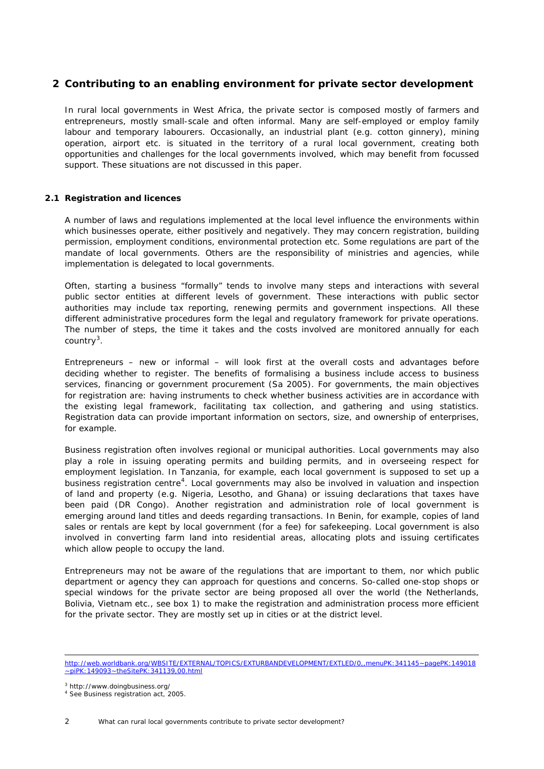# 2 Contributing to an enabling environment for private sector development

In rural local governments in West Africa, the private sector is composed mostly of farmers and entrepreneurs, mostly small-scale and often informal. Many are self-employed or employ family labour and temporary labourers. Occasionally, an industrial plant (e.g. cotton ginnery), mining operation, airport etc. is situated in the territory of a rural local government, creating both opportunities and challenges for the local governments involved, which may benefit from focussed support. These situations are not discussed in this paper.

## 2.1 Registration and licences

A number of laws and regulations implemented at the local level influence the environments within which businesses operate, either positively and negatively. They may concern registration, building permission, employment conditions, environmental protection etc. Some regulations are part of the mandate of local governments. Others are the responsibility of ministries and agencies, while implementation is delegated to local governments.

Often, starting a business "formally" tends to involve many steps and interactions with several public sector entities at different levels of government. These interactions with public sector authorities may include tax reporting, renewing permits and government inspections. All these different administrative procedures form the legal and regulatory framework for private operations. The number of steps, the time it takes and the costs involved are monitored annually for each country[3].

Entrepreneurs – new or informal – will look first at the overall costs and advantages before deciding whether to register. The benefits of formalising a business include access to business services, financing or government procurement (Sa 2005). For governments, the main objectives for registration are: having instruments to check whether business activities are in accordance with the existing legal framework, facilitating tax collection, and gathering and using statistics. Registration data can provide important information on sectors, size, and ownership of enterprises, for example.

Business registration often involves regional or municipal authorities. Local governments may also play a role in issuing operating permits and building permits, and in overseeing respect for employment legislation. In Tanzania, for example, each local government is supposed to set up a business registration centre[4]. Local governments may also be involved in valuation and inspection of land and property (e.g. Nigeria, Lesotho, and Ghana) or issuing declarations that taxes have been paid (DR Congo). Another registration and administration role of local government is emerging around land titles and deeds regarding transactions. In Benin, for example, copies of land sales or rentals are kept by local government (for a fee) for safekeeping. Local government is also involved in converting farm land into residential areas, allocating plots and issuing certificates which allow people to occupy the land.

Entrepreneurs may not be aware of the regulations that are important to them, nor which public department or agency they can approach for questions and concerns. So-called one-stop shops or special windows for the private sector are being proposed all over the world (the Netherlands, Bolivia, Vietnam etc., see box 1) to make the registration and administration process more efficient for the private sector. They are mostly set up in cities or at the district level.

---

http://web.worldbank.org/WBSITE/EXTERNAL/TOPICS/EXTURBANDEVELOPMENT/EXTLED/0,,menuPK:341145~pagePK:149018~piPK:149093~theSitePK:341139,00.html

[3] http://www.doingbusiness.org/

[4] See Business registration act, 2005.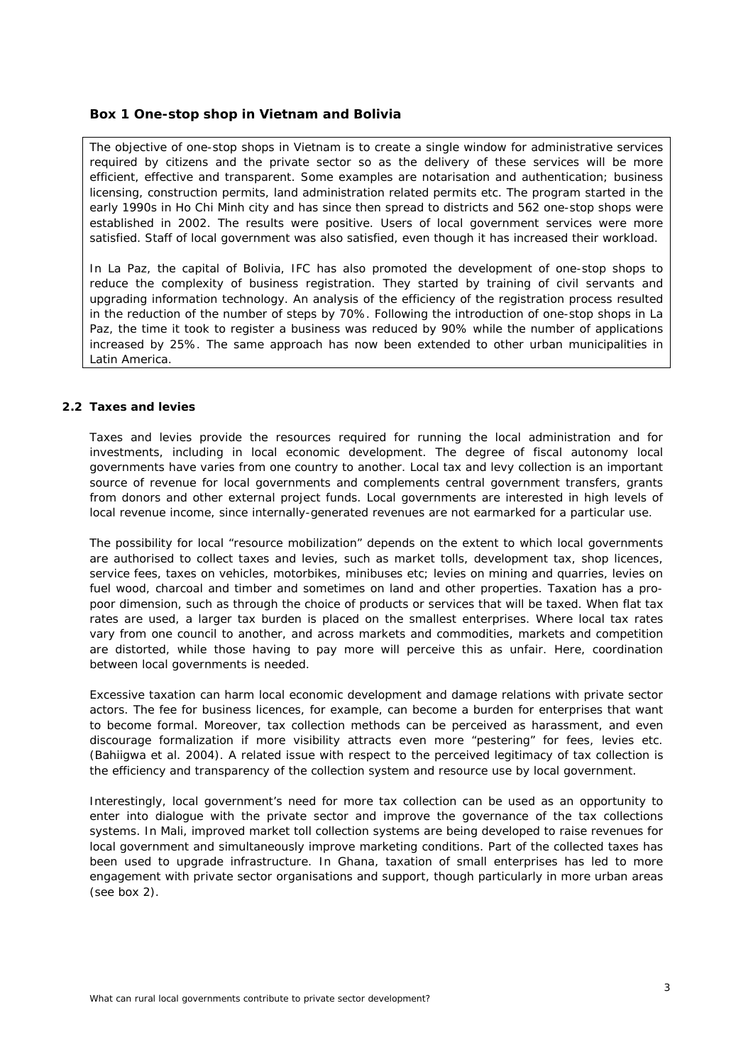### Box 1 One-stop shop in Vietnam and Bolivia

The objective of one-stop shops in Vietnam is to create a single window for administrative services required by citizens and the private sector so as the delivery of these services will be more efficient, effective and transparent. Some examples are notarisation and authentication; business licensing, construction permits, land administration related permits etc. The program started in the early 1990s in Ho Chi Minh city and has since then spread to districts and 562 one-stop shops were established in 2002. The results were positive. Users of local government services were more satisfied. Staff of local government was also satisfied, even though it has increased their workload.

In La Paz, the capital of Bolivia, IFC has also promoted the development of one-stop shops to reduce the complexity of business registration. They started by training of civil servants and upgrading information technology. An analysis of the efficiency of the registration process resulted in the reduction of the number of steps by 70%. Following the introduction of one-stop shops in La Paz, the time it took to register a business was reduced by 90% while the number of applications increased by 25%. The same approach has now been extended to other urban municipalities in Latin America.

### 2.2 Taxes and levies

Taxes and levies provide the resources required for running the local administration and for investments, including in local economic development. The degree of fiscal autonomy local governments have varies from one country to another. Local tax and levy collection is an important source of revenue for local governments and complements central government transfers, grants from donors and other external project funds. Local governments are interested in high levels of local revenue income, since internally-generated revenues are not earmarked for a particular use.

The possibility for local "resource mobilization" depends on the extent to which local governments are authorised to collect taxes and levies, such as market tolls, development tax, shop licences, service fees, taxes on vehicles, motorbikes, minibuses etc; levies on mining and quarries, levies on fuel wood, charcoal and timber and sometimes on land and other properties. Taxation has a pro-poor dimension, such as through the choice of products or services that will be taxed. When flat tax rates are used, a larger tax burden is placed on the smallest enterprises. Where local tax rates vary from one council to another, and across markets and commodities, markets and competition are distorted, while those having to pay more will perceive this as unfair. Here, coordination between local governments is needed.

Excessive taxation can harm local economic development and damage relations with private sector actors. The fee for business licences, for example, can become a burden for enterprises that want to become formal. Moreover, tax collection methods can be perceived as harassment, and even discourage formalization if more visibility attracts even more "pestering" for fees, levies etc. (Bahiigwa et al. 2004). A related issue with respect to the perceived legitimacy of tax collection is the efficiency and transparency of the collection system and resource use by local government.

Interestingly, local government's need for more tax collection can be used as an opportunity to enter into dialogue with the private sector and improve the governance of the tax collections systems. In Mali, improved market toll collection systems are being developed to raise revenues for local government and simultaneously improve marketing conditions. Part of the collected taxes has been used to upgrade infrastructure. In Ghana, taxation of small enterprises has led to more engagement with private sector organisations and support, though particularly in more urban areas (see box 2).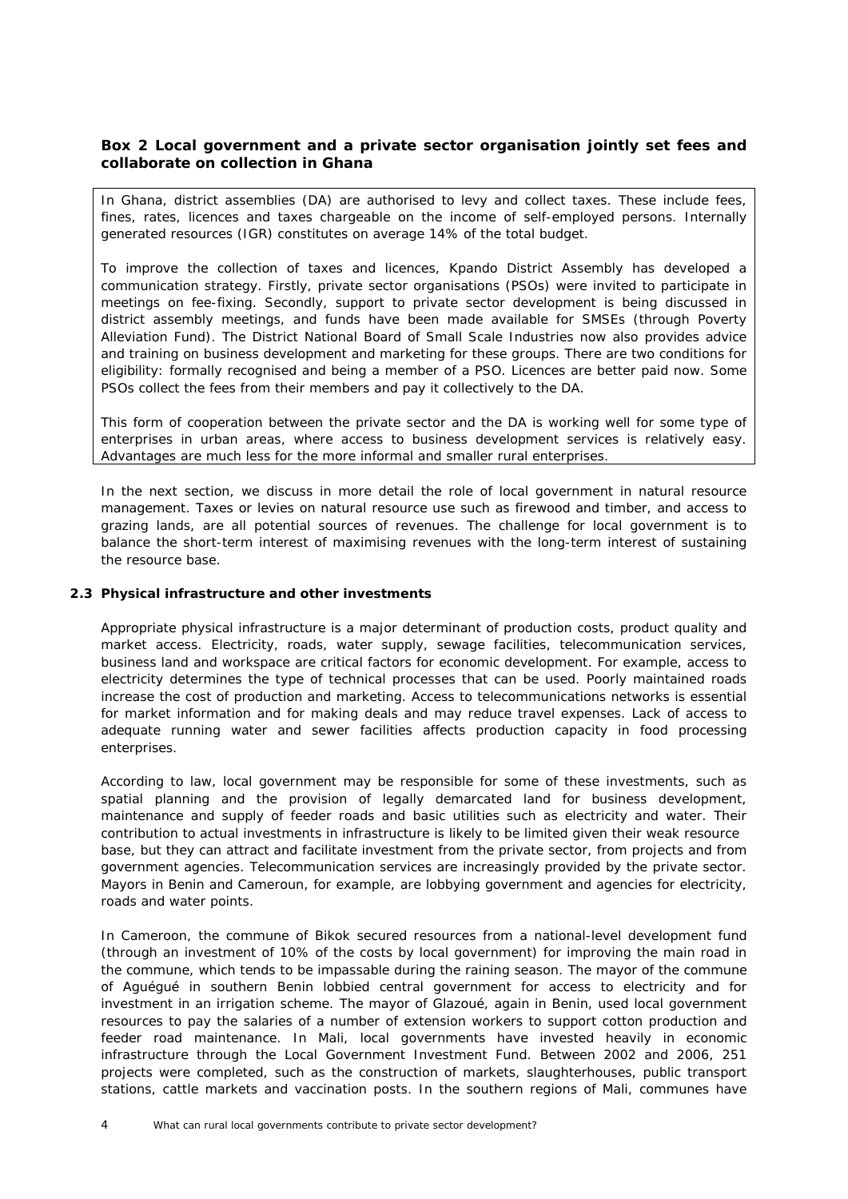**Box 2 Local government and a private sector organisation jointly set fees and collaborate on collection in Ghana**

In Ghana, district assemblies (DA) are authorised to levy and collect taxes. These include fees, fines, rates, licences and taxes chargeable on the income of self-employed persons. Internally generated resources (IGR) constitutes on average 14% of the total budget.

To improve the collection of taxes and licences, Kpando District Assembly has developed a communication strategy. Firstly, private sector organisations (PSOs) were invited to participate in meetings on fee-fixing. Secondly, support to private sector development is being discussed in district assembly meetings, and funds have been made available for SMSEs (through Poverty Alleviation Fund). The District National Board of Small Scale Industries now also provides advice and training on business development and marketing for these groups. There are two conditions for eligibility: formally recognised and being a member of a PSO. Licences are better paid now. Some PSOs collect the fees from their members and pay it collectively to the DA.

This form of cooperation between the private sector and the DA is working well for some type of enterprises in urban areas, where access to business development services is relatively easy. Advantages are much less for the more informal and smaller rural enterprises.

In the next section, we discuss in more detail the role of local government in natural resource management. Taxes or levies on natural resource use such as firewood and timber, and access to grazing lands, are all potential sources of revenues. The challenge for local government is to balance the short-term interest of maximising revenues with the long-term interest of sustaining the resource base.

### 2.3 Physical infrastructure and other investments

Appropriate physical infrastructure is a major determinant of production costs, product quality and market access. Electricity, roads, water supply, sewage facilities, telecommunication services, business land and workspace are critical factors for economic development. For example, access to electricity determines the type of technical processes that can be used. Poorly maintained roads increase the cost of production and marketing. Access to telecommunications networks is essential for market information and for making deals and may reduce travel expenses. Lack of access to adequate running water and sewer facilities affects production capacity in food processing enterprises.

According to law, local government may be responsible for some of these investments, such as spatial planning and the provision of legally demarcated land for business development, maintenance and supply of feeder roads and basic utilities such as electricity and water. Their contribution to actual investments in infrastructure is likely to be limited given their weak resource base, but they can attract and facilitate investment from the private sector, from projects and from government agencies. Telecommunication services are increasingly provided by the private sector. Mayors in Benin and Cameroun, for example, are lobbying government and agencies for electricity, roads and water points.

In Cameroon, the commune of Bikok secured resources from a national-level development fund (through an investment of 10% of the costs by local government) for improving the main road in the commune, which tends to be impassable during the raining season. The mayor of the commune of Aguégué in southern Benin lobbied central government for access to electricity and for investment in an irrigation scheme. The mayor of Glazoué, again in Benin, used local government resources to pay the salaries of a number of extension workers to support cotton production and feeder road maintenance. In Mali, local governments have invested heavily in economic infrastructure through the Local Government Investment Fund. Between 2002 and 2006, 251 projects were completed, such as the construction of markets, slaughterhouses, public transport stations, cattle markets and vaccination posts. In the southern regions of Mali, communes have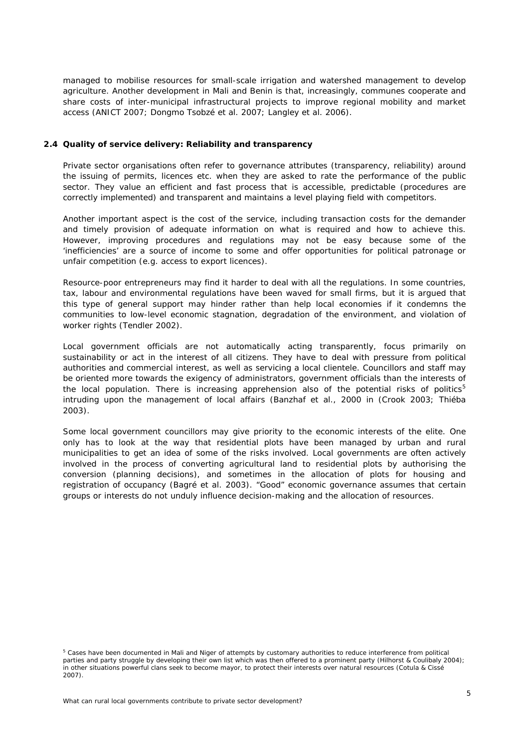managed to mobilise resources for small-scale irrigation and watershed management to develop agriculture. Another development in Mali and Benin is that, increasingly, communes cooperate and share costs of inter-municipal infrastructural projects to improve regional mobility and market access (ANICT 2007; Dongmo Tsobzé et al. 2007; Langley et al. 2006).

### 2.4 Quality of service delivery: Reliability and transparency

Private sector organisations often refer to governance attributes (transparency, reliability) around the issuing of permits, licences etc. when they are asked to rate the performance of the public sector. They value an efficient and fast process that is accessible, predictable (procedures are correctly implemented) and transparent and maintains a level playing field with competitors.

Another important aspect is the cost of the service, including transaction costs for the demander and timely provision of adequate information on what is required and how to achieve this. However, improving procedures and regulations may not be easy because some of the 'inefficiencies' are a source of income to some and offer opportunities for political patronage or unfair competition (e.g. access to export licences).

Resource-poor entrepreneurs may find it harder to deal with all the regulations. In some countries, tax, labour and environmental regulations have been waved for small firms, but it is argued that this type of general support may hinder rather than help local economies if it condemns the communities to low-level economic stagnation, degradation of the environment, and violation of worker rights (Tendler 2002).

Local government officials are not automatically acting transparently, focus primarily on sustainability or act in the interest of all citizens. They have to deal with pressure from political authorities and commercial interest, as well as servicing a local clientele. Councillors and staff may be oriented more towards the exigency of administrators, government officials than the interests of the local population. There is increasing apprehension also of the potential risks of politics[5] intruding upon the management of local affairs (Banzhaf et al., 2000 in (Crook 2003; Thiéba 2003).

Some local government councillors may give priority to the economic interests of the elite. One only has to look at the way that residential plots have been managed by urban and rural municipalities to get an idea of some of the risks involved. Local governments are often actively involved in the process of converting agricultural land to residential plots by authorising the conversion (planning decisions), and sometimes in the allocation of plots for housing and registration of occupancy (Bagré et al. 2003). "Good" economic governance assumes that certain groups or interests do not unduly influence decision-making and the allocation of resources.

[5] Cases have been documented in Mali and Niger of attempts by customary authorities to reduce interference from political parties and party struggle by developing their own list which was then offered to a prominent party (Hilhorst & Coulibaly 2004); in other situations powerful clans seek to become mayor, to protect their interests over natural resources (Cotula & Cissé 2007).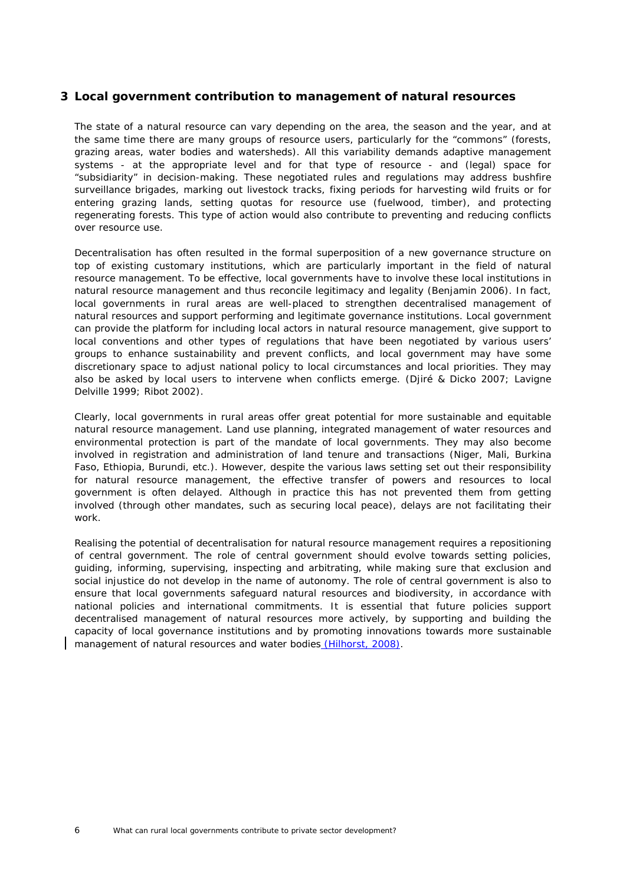## 3 Local government contribution to management of natural resources

The state of a natural resource can vary depending on the area, the season and the year, and at the same time there are many groups of resource users, particularly for the "commons" (forests, grazing areas, water bodies and watersheds). All this variability demands adaptive management systems - at the appropriate level and for that type of resource - and (legal) space for "subsidiarity" in decision-making. These negotiated rules and regulations may address bushfire surveillance brigades, marking out livestock tracks, fixing periods for harvesting wild fruits or for entering grazing lands, setting quotas for resource use (fuelwood, timber), and protecting regenerating forests. This type of action would also contribute to preventing and reducing conflicts over resource use.

Decentralisation has often resulted in the formal superposition of a new governance structure on top of existing customary institutions, which are particularly important in the field of natural resource management. To be effective, local governments have to involve these local institutions in natural resource management and thus reconcile legitimacy and legality (Benjamin 2006). In fact, local governments in rural areas are well-placed to strengthen decentralised management of natural resources and support performing and legitimate governance institutions. Local government can provide the platform for including local actors in natural resource management, give support to local conventions and other types of regulations that have been negotiated by various users' groups to enhance sustainability and prevent conflicts, and local government may have some discretionary space to adjust national policy to local circumstances and local priorities. They may also be asked by local users to intervene when conflicts emerge. (Djiré & Dicko 2007; Lavigne Delville 1999; Ribot 2002).

Clearly, local governments in rural areas offer great potential for more sustainable and equitable natural resource management. Land use planning, integrated management of water resources and environmental protection is part of the mandate of local governments. They may also become involved in registration and administration of land tenure and transactions (Niger, Mali, Burkina Faso, Ethiopia, Burundi, etc.). However, despite the various laws setting set out their responsibility for natural resource management, the effective transfer of powers and resources to local government is often delayed. Although in practice this has not prevented them from getting involved (through other mandates, such as securing local peace), delays are not facilitating their work.

Realising the potential of decentralisation for natural resource management requires a repositioning of central government. The role of central government should evolve towards setting policies, guiding, informing, supervising, inspecting and arbitrating, while making sure that exclusion and social injustice do not develop in the name of autonomy. The role of central government is also to ensure that local governments safeguard natural resources and biodiversity, in accordance with national policies and international commitments. It is essential that future policies support decentralised management of natural resources more actively, by supporting and building the capacity of local governance institutions and by promoting innovations towards more sustainable management of natural resources and water bodies (Hilhorst, 2008).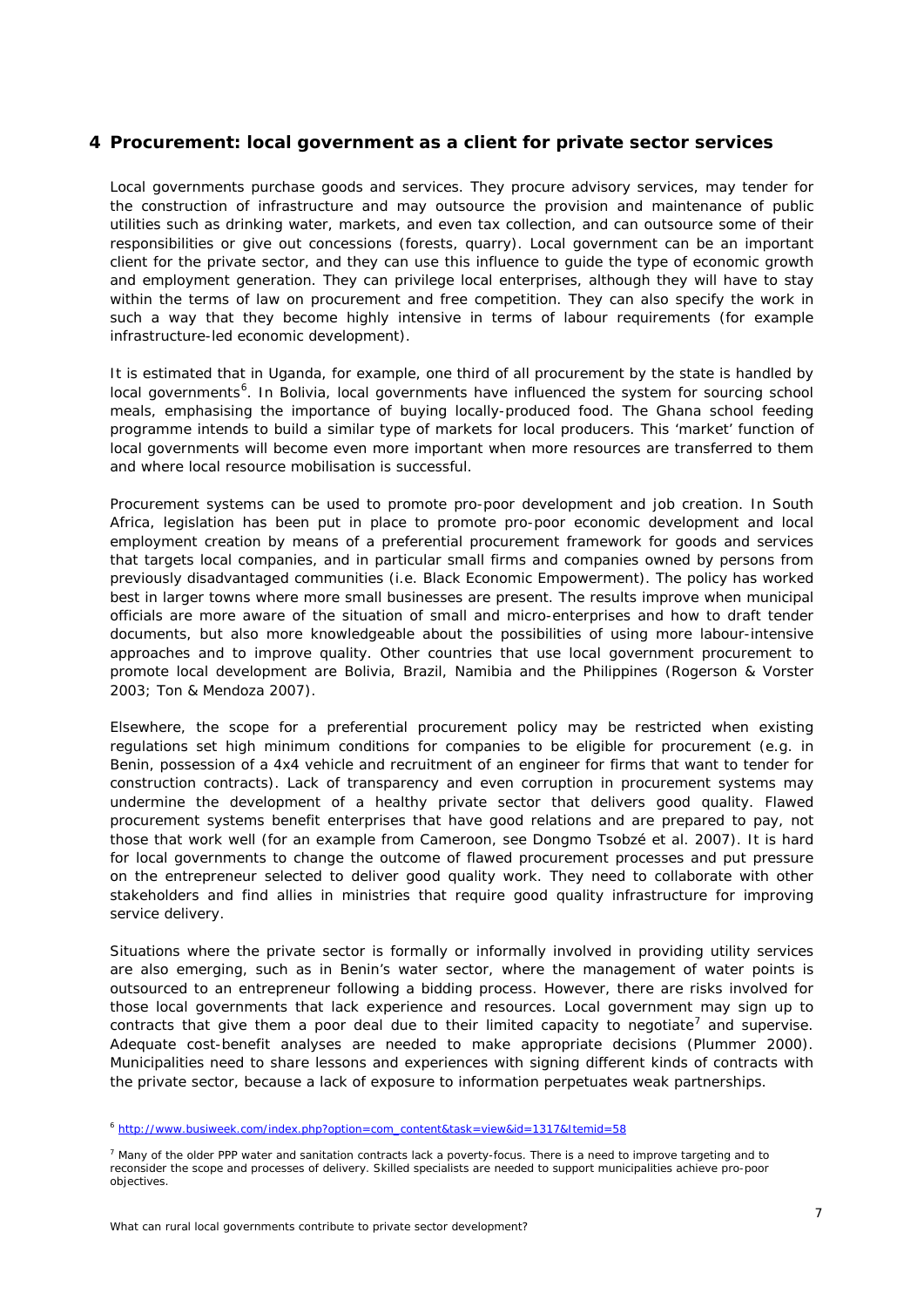# 4 Procurement: local government as a client for private sector services

Local governments purchase goods and services. They procure advisory services, may tender for the construction of infrastructure and may outsource the provision and maintenance of public utilities such as drinking water, markets, and even tax collection, and can outsource some of their responsibilities or give out concessions (forests, quarry). Local government can be an important client for the private sector, and they can use this influence to guide the type of economic growth and employment generation. They can privilege local enterprises, although they will have to stay within the terms of law on procurement and free competition. They can also specify the work in such a way that they become highly intensive in terms of labour requirements (for example infrastructure-led economic development).

It is estimated that in Uganda, for example, one third of all procurement by the state is handled by local governments[6]. In Bolivia, local governments have influenced the system for sourcing school meals, emphasising the importance of buying locally-produced food. The Ghana school feeding programme intends to build a similar type of markets for local producers. This 'market' function of local governments will become even more important when more resources are transferred to them and where local resource mobilisation is successful.

Procurement systems can be used to promote pro-poor development and job creation. In South Africa, legislation has been put in place to promote pro-poor economic development and local employment creation by means of a preferential procurement framework for goods and services that targets local companies, and in particular small firms and companies owned by persons from previously disadvantaged communities (i.e. Black Economic Empowerment). The policy has worked best in larger towns where more small businesses are present. The results improve when municipal officials are more aware of the situation of small and micro-enterprises and how to draft tender documents, but also more knowledgeable about the possibilities of using more labour-intensive approaches and to improve quality. Other countries that use local government procurement to promote local development are Bolivia, Brazil, Namibia and the Philippines (Rogerson & Vorster 2003; Ton & Mendoza 2007).

Elsewhere, the scope for a preferential procurement policy may be restricted when existing regulations set high minimum conditions for companies to be eligible for procurement (e.g. in Benin, possession of a 4x4 vehicle and recruitment of an engineer for firms that want to tender for construction contracts). Lack of transparency and even corruption in procurement systems may undermine the development of a healthy private sector that delivers good quality. Flawed procurement systems benefit enterprises that have good relations and are prepared to pay, not those that work well (for an example from Cameroon, see Dongmo Tsobzé et al. 2007). It is hard for local governments to change the outcome of flawed procurement processes and put pressure on the entrepreneur selected to deliver good quality work. They need to collaborate with other stakeholders and find allies in ministries that require good quality infrastructure for improving service delivery.

Situations where the private sector is formally or informally involved in providing utility services are also emerging, such as in Benin's water sector, where the management of water points is outsourced to an entrepreneur following a bidding process. However, there are risks involved for those local governments that lack experience and resources. Local government may sign up to contracts that give them a poor deal due to their limited capacity to negotiate[7] and supervise. Adequate cost-benefit analyses are needed to make appropriate decisions (Plummer 2000). Municipalities need to share lessons and experiences with signing different kinds of contracts with the private sector, because a lack of exposure to information perpetuates weak partnerships.

---

[6] http://www.busiweek.com/index.php?option=com_content&task=view&id=1317&Itemid=58

[7] Many of the older PPP water and sanitation contracts lack a poverty-focus. There is a need to improve targeting and to reconsider the scope and processes of delivery. Skilled specialists are needed to support municipalities achieve pro-poor objectives.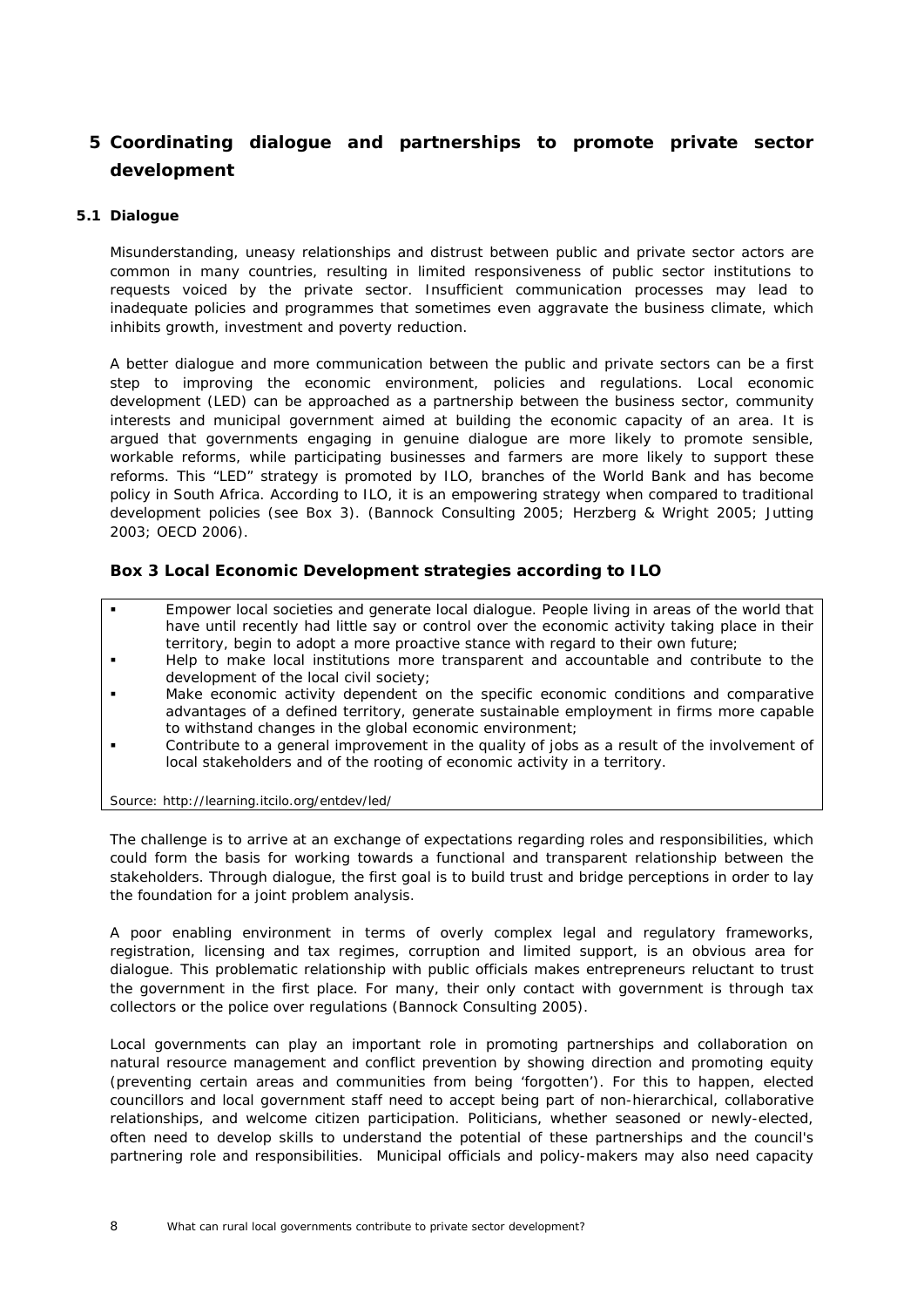# 5 Coordinating dialogue and partnerships to promote private sector development

## 5.1 Dialogue

Misunderstanding, uneasy relationships and distrust between public and private sector actors are common in many countries, resulting in limited responsiveness of public sector institutions to requests voiced by the private sector. Insufficient communication processes may lead to inadequate policies and programmes that sometimes even aggravate the business climate, which inhibits growth, investment and poverty reduction.

A better dialogue and more communication between the public and private sectors can be a first step to improving the economic environment, policies and regulations. Local economic development (LED) can be approached as a partnership between the business sector, community interests and municipal government aimed at building the economic capacity of an area. It is argued that governments engaging in genuine dialogue are more likely to promote sensible, workable reforms, while participating businesses and farmers are more likely to support these reforms. This "LED" strategy is promoted by ILO, branches of the World Bank and has become policy in South Africa. According to ILO, it is an empowering strategy when compared to traditional development policies (see Box 3). (Bannock Consulting 2005; Herzberg & Wright 2005; Jutting 2003; OECD 2006).

### Box 3 Local Economic Development strategies according to ILO

- Empower local societies and generate local dialogue. People living in areas of the world that have until recently had little say or control over the economic activity taking place in their territory, begin to adopt a more proactive stance with regard to their own future;
- Help to make local institutions more transparent and accountable and contribute to the development of the local civil society;
- Make economic activity dependent on the specific economic conditions and comparative advantages of a defined territory, generate sustainable employment in firms more capable to withstand changes in the global economic environment;
- Contribute to a general improvement in the quality of jobs as a result of the involvement of local stakeholders and of the rooting of economic activity in a territory.

*Source: http://learning.itcilo.org/entdev/led/*

The challenge is to arrive at an exchange of expectations regarding roles and responsibilities, which could form the basis for working towards a functional and transparent relationship between the stakeholders. Through dialogue, the first goal is to build trust and bridge perceptions in order to lay the foundation for a joint problem analysis.

A poor enabling environment in terms of overly complex legal and regulatory frameworks, registration, licensing and tax regimes, corruption and limited support, is an obvious area for dialogue. This problematic relationship with public officials makes entrepreneurs reluctant to trust the government in the first place. For many, their only contact with government is through tax collectors or the police over regulations (Bannock Consulting 2005).

Local governments can play an important role in promoting partnerships and collaboration on natural resource management and conflict prevention by showing direction and promoting equity (preventing certain areas and communities from being 'forgotten'). For this to happen, elected councillors and local government staff need to accept being part of non-hierarchical, collaborative relationships, and welcome citizen participation. Politicians, whether seasoned or newly-elected, often need to develop skills to understand the potential of these partnerships and the council's partnering role and responsibilities. Municipal officials and policy-makers may also need capacity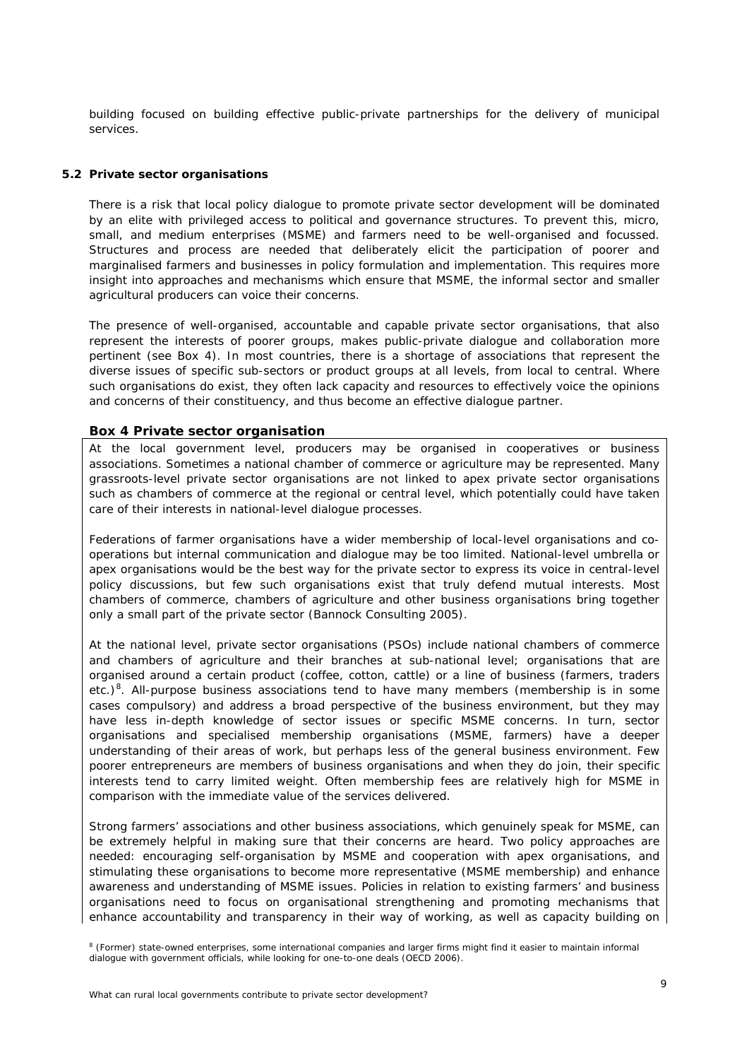building focused on building effective public-private partnerships for the delivery of municipal services.

### 5.2 Private sector organisations

There is a risk that local policy dialogue to promote private sector development will be dominated by an elite with privileged access to political and governance structures. To prevent this, micro, small, and medium enterprises (MSME) and farmers need to be well-organised and focussed. Structures and process are needed that deliberately elicit the participation of poorer and marginalised farmers and businesses in policy formulation and implementation. This requires more insight into approaches and mechanisms which ensure that MSME, the informal sector and smaller agricultural producers can voice their concerns.

The presence of well-organised, accountable and capable private sector organisations, that also represent the interests of poorer groups, makes public-private dialogue and collaboration more pertinent (see Box 4). In most countries, there is a shortage of associations that represent the diverse issues of specific sub-sectors or product groups at all levels, from local to central. Where such organisations do exist, they often lack capacity and resources to effectively voice the opinions and concerns of their constituency, and thus become an effective dialogue partner.

#### Box 4 Private sector organisation

At the local government level, producers may be organised in cooperatives or business associations. Sometimes a national chamber of commerce or agriculture may be represented. Many grassroots-level private sector organisations are not linked to apex private sector organisations such as chambers of commerce at the regional or central level, which potentially could have taken care of their interests in national-level dialogue processes.

Federations of farmer organisations have a wider membership of local-level organisations and co-operations but internal communication and dialogue may be too limited. National-level umbrella or apex organisations would be the best way for the private sector to express its voice in central-level policy discussions, but few such organisations exist that truly defend mutual interests. Most chambers of commerce, chambers of agriculture and other business organisations bring together only a small part of the private sector (Bannock Consulting 2005).

At the national level, private sector organisations (PSOs) include national chambers of commerce and chambers of agriculture and their branches at sub-national level; organisations that are organised around a certain product (coffee, cotton, cattle) or a line of business (farmers, traders etc.)[8]. All-purpose business associations tend to have many members (membership is in some cases compulsory) and address a broad perspective of the business environment, but they may have less in-depth knowledge of sector issues or specific MSME concerns. In turn, sector organisations and specialised membership organisations (MSME, farmers) have a deeper understanding of their areas of work, but perhaps less of the general business environment. Few poorer entrepreneurs are members of business organisations and when they do join, their specific interests tend to carry limited weight. Often membership fees are relatively high for MSME in comparison with the immediate value of the services delivered.

Strong farmers' associations and other business associations, which genuinely speak for MSME, can be extremely helpful in making sure that their concerns are heard. Two policy approaches are needed: encouraging self-organisation by MSME and cooperation with apex organisations, and stimulating these organisations to become more representative (MSME membership) and enhance awareness and understanding of MSME issues. Policies in relation to existing farmers' and business organisations need to focus on organisational strengthening and promoting mechanisms that enhance accountability and transparency in their way of working, as well as capacity building on

[8] (Former) state-owned enterprises, some international companies and larger firms might find it easier to maintain informal dialogue with government officials, while looking for one-to-one deals (OECD 2006).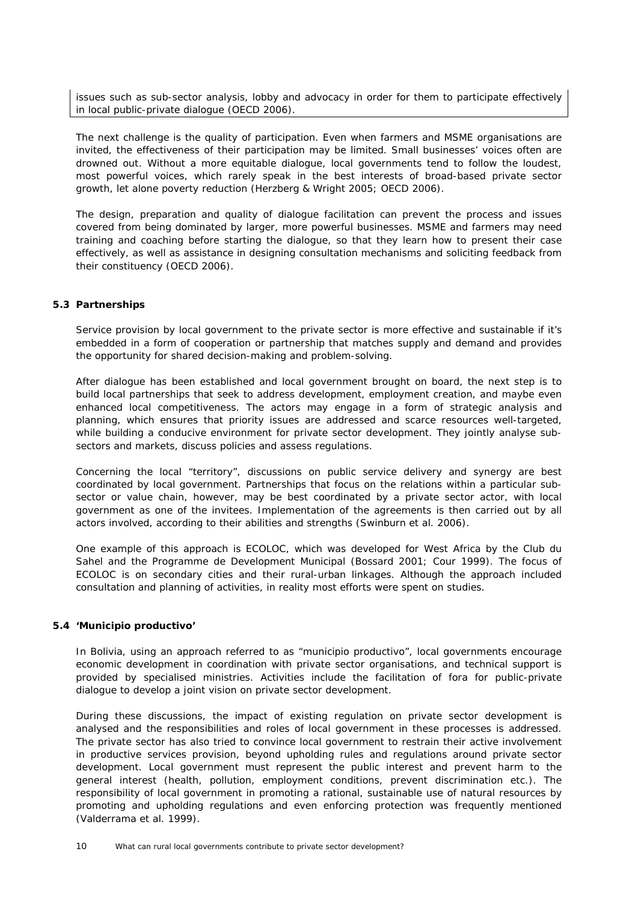issues such as sub-sector analysis, lobby and advocacy in order for them to participate effectively in local public-private dialogue (OECD 2006).

The next challenge is the quality of participation. Even when farmers and MSME organisations are invited, the effectiveness of their participation may be limited. Small businesses' voices often are drowned out. Without a more equitable dialogue, local governments tend to follow the loudest, most powerful voices, which rarely speak in the best interests of broad-based private sector growth, let alone poverty reduction (Herzberg & Wright 2005; OECD 2006).

The design, preparation and quality of dialogue facilitation can prevent the process and issues covered from being dominated by larger, more powerful businesses. MSME and farmers may need training and coaching before starting the dialogue, so that they learn how to present their case effectively, as well as assistance in designing consultation mechanisms and soliciting feedback from their constituency (OECD 2006).

### 5.3 Partnerships

Service provision by local government to the private sector is more effective and sustainable if it's embedded in a form of cooperation or partnership that matches supply and demand and provides the opportunity for shared decision-making and problem-solving.

After dialogue has been established and local government brought on board, the next step is to build local partnerships that seek to address development, employment creation, and maybe even enhanced local competitiveness. The actors may engage in a form of strategic analysis and planning, which ensures that priority issues are addressed and scarce resources well-targeted, while building a conducive environment for private sector development. They jointly analyse sub-sectors and markets, discuss policies and assess regulations.

Concerning the local "territory", discussions on public service delivery and synergy are best coordinated by local government. Partnerships that focus on the relations within a particular sub-sector or value chain, however, may be best coordinated by a private sector actor, with local government as one of the invitees. Implementation of the agreements is then carried out by all actors involved, according to their abilities and strengths (Swinburn et al. 2006).

One example of this approach is ECOLOC, which was developed for West Africa by the Club du Sahel and the Programme de Development Municipal (Bossard 2001; Cour 1999). The focus of ECOLOC is on secondary cities and their rural-urban linkages. Although the approach included consultation and planning of activities, in reality most efforts were spent on studies.

### 5.4 'Municipio productivo'

In Bolivia, using an approach referred to as "municipio productivo", local governments encourage economic development in coordination with private sector organisations, and technical support is provided by specialised ministries. Activities include the facilitation of fora for public-private dialogue to develop a joint vision on private sector development.

During these discussions, the impact of existing regulation on private sector development is analysed and the responsibilities and roles of local government in these processes is addressed. The private sector has also tried to convince local government to restrain their active involvement in productive services provision, beyond upholding rules and regulations around private sector development. Local government must represent the public interest and prevent harm to the general interest (health, pollution, employment conditions, prevent discrimination etc.). The responsibility of local government in promoting a rational, sustainable use of natural resources by promoting and upholding regulations and even enforcing protection was frequently mentioned (Valderrama et al. 1999).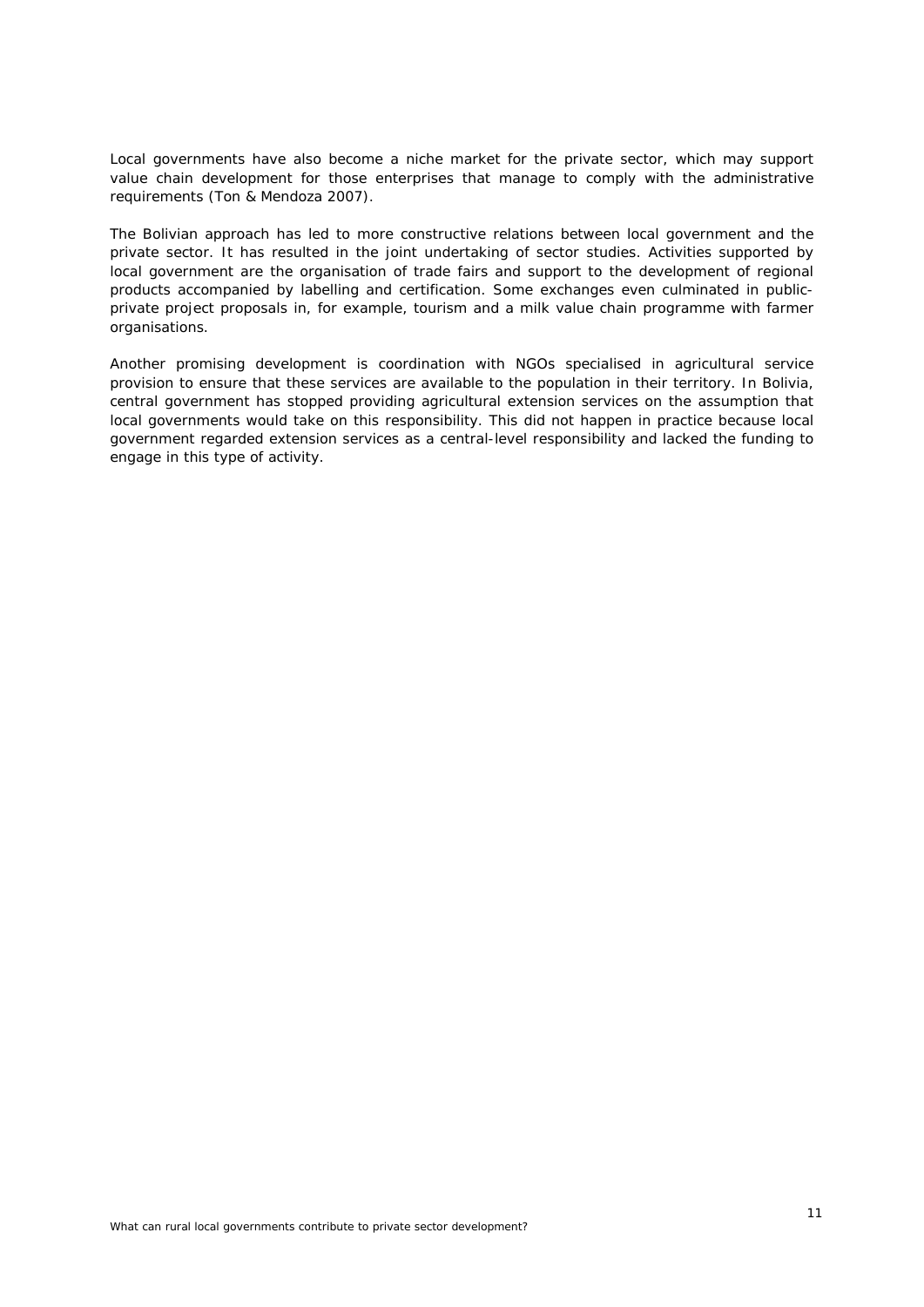Local governments have also become a niche market for the private sector, which may support value chain development for those enterprises that manage to comply with the administrative requirements (Ton & Mendoza 2007).

The Bolivian approach has led to more constructive relations between local government and the private sector. It has resulted in the joint undertaking of sector studies. Activities supported by local government are the organisation of trade fairs and support to the development of regional products accompanied by labelling and certification. Some exchanges even culminated in public-private project proposals in, for example, tourism and a milk value chain programme with farmer organisations.

Another promising development is coordination with NGOs specialised in agricultural service provision to ensure that these services are available to the population in their territory. In Bolivia, central government has stopped providing agricultural extension services on the assumption that local governments would take on this responsibility. This did not happen in practice because local government regarded extension services as a central-level responsibility and lacked the funding to engage in this type of activity.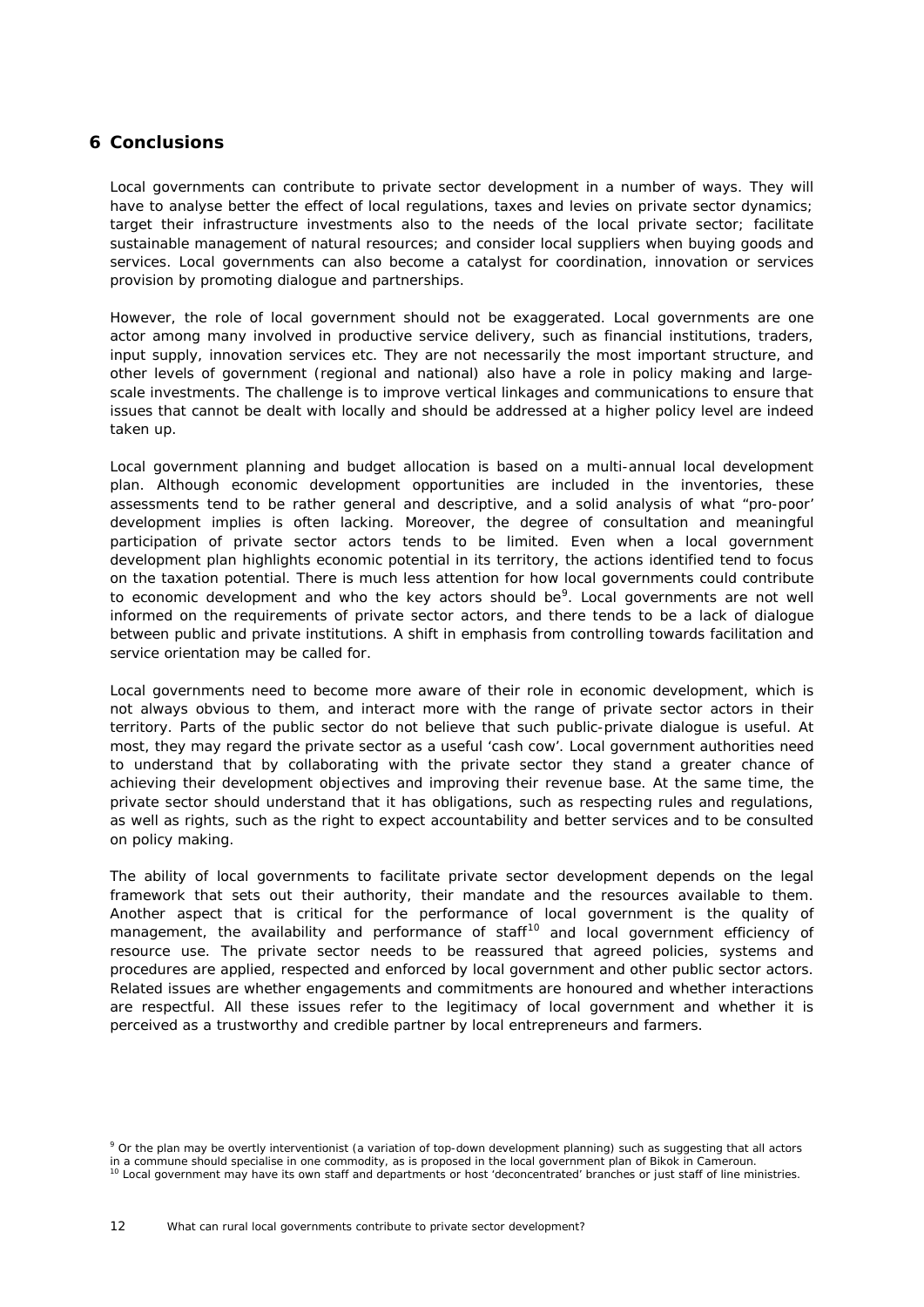# 6 Conclusions

Local governments can contribute to private sector development in a number of ways. They will have to analyse better the effect of local regulations, taxes and levies on private sector dynamics; target their infrastructure investments also to the needs of the local private sector; facilitate sustainable management of natural resources; and consider local suppliers when buying goods and services. Local governments can also become a catalyst for coordination, innovation or services provision by promoting dialogue and partnerships.

However, the role of local government should not be exaggerated. Local governments are one actor among many involved in productive service delivery, such as financial institutions, traders, input supply, innovation services etc. They are not necessarily the most important structure, and other levels of government (regional and national) also have a role in policy making and large-scale investments. The challenge is to improve vertical linkages and communications to ensure that issues that cannot be dealt with locally and should be addressed at a higher policy level are indeed taken up.

Local government planning and budget allocation is based on a multi-annual local development plan. Although economic development opportunities are included in the inventories, these assessments tend to be rather general and descriptive, and a solid analysis of what "pro-poor' development implies is often lacking. Moreover, the degree of consultation and meaningful participation of private sector actors tends to be limited. Even when a local government development plan highlights economic potential in its territory, the actions identified tend to focus on the taxation potential. There is much less attention for how local governments could contribute to economic development and who the key actors should be[9]. Local governments are not well informed on the requirements of private sector actors, and there tends to be a lack of dialogue between public and private institutions. A shift in emphasis from controlling towards facilitation and service orientation may be called for.

Local governments need to become more aware of their role in economic development, which is not always obvious to them, and interact more with the range of private sector actors in their territory. Parts of the public sector do not believe that such public-private dialogue is useful. At most, they may regard the private sector as a useful 'cash cow'. Local government authorities need to understand that by collaborating with the private sector they stand a greater chance of achieving their development objectives and improving their revenue base. At the same time, the private sector should understand that it has obligations, such as respecting rules and regulations, as well as rights, such as the right to expect accountability and better services and to be consulted on policy making.

The ability of local governments to facilitate private sector development depends on the legal framework that sets out their authority, their mandate and the resources available to them. Another aspect that is critical for the performance of local government is the quality of management, the availability and performance of staff[10] and local government efficiency of resource use. The private sector needs to be reassured that agreed policies, systems and procedures are applied, respected and enforced by local government and other public sector actors. Related issues are whether engagements and commitments are honoured and whether interactions are respectful. All these issues refer to the legitimacy of local government and whether it is perceived as a trustworthy and credible partner by local entrepreneurs and farmers.

[9] Or the plan may be overtly interventionist (a variation of top-down development planning) such as suggesting that all actors in a commune should specialise in one commodity, as is proposed in the local government plan of Bikok in Cameroun.

[10] Local government may have its own staff and departments or host 'deconcentrated' branches or just staff of line ministries.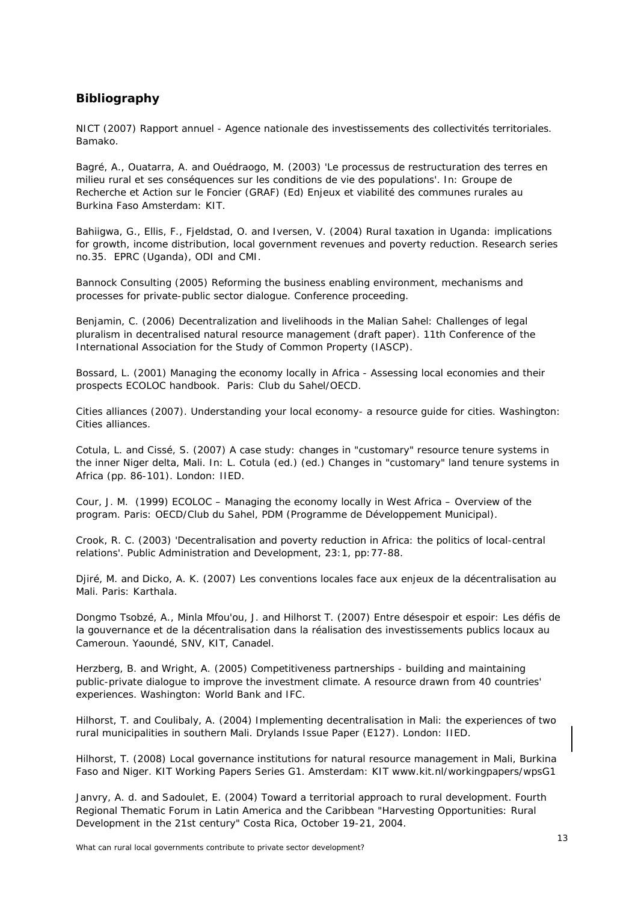## Bibliography

NICT (2007) Rapport annuel - Agence nationale des investissements des collectivités territoriales. Bamako.

Bagré, A., Ouatarra, A. and Ouédraogo, M. (2003) 'Le processus de restructuration des terres en milieu rural et ses conséquences sur les conditions de vie des populations'. In: Groupe de Recherche et Action sur le Foncier (GRAF) (Ed) Enjeux et viabilité des communes rurales au Burkina Faso Amsterdam: KIT.

Bahiigwa, G., Ellis, F., Fjeldstad, O. and Iversen, V. (2004) Rural taxation in Uganda: implications for growth, income distribution, local government revenues and poverty reduction. Research series no.35. EPRC (Uganda), ODI and CMI.

Bannock Consulting (2005) Reforming the business enabling environment, mechanisms and processes for private-public sector dialogue. Conference proceeding.

Benjamin, C. (2006) Decentralization and livelihoods in the Malian Sahel: Challenges of legal pluralism in decentralised natural resource management (draft paper). 11th Conference of the International Association for the Study of Common Property (IASCP).

Bossard, L. (2001) Managing the economy locally in Africa - Assessing local economies and their prospects ECOLOC handbook. Paris: Club du Sahel/OECD.

Cities alliances (2007). Understanding your local economy- a resource guide for cities. Washington: Cities alliances.

Cotula, L. and Cissé, S. (2007) A case study: changes in "customary" resource tenure systems in the inner Niger delta, Mali. In: L. Cotula (ed.) (ed.) Changes in "customary" land tenure systems in Africa (pp. 86-101). London: IIED.

Cour, J. M. (1999) ECOLOC – Managing the economy locally in West Africa – Overview of the program. Paris: OECD/Club du Sahel, PDM (Programme de Développement Municipal).

Crook, R. C. (2003) 'Decentralisation and poverty reduction in Africa: the politics of local-central relations'. Public Administration and Development, 23:1, pp:77-88.

Djiré, M. and Dicko, A. K. (2007) Les conventions locales face aux enjeux de la décentralisation au Mali. Paris: Karthala.

Dongmo Tsobzé, A., Minla Mfou'ou, J. and Hilhorst T. (2007) Entre désespoir et espoir: Les défis de la gouvernance et de la décentralisation dans la réalisation des investissements publics locaux au Cameroun. Yaoundé, SNV, KIT, Canadel.

Herzberg, B. and Wright, A. (2005) Competitiveness partnerships - building and maintaining public-private dialogue to improve the investment climate. A resource drawn from 40 countries' experiences. Washington: World Bank and IFC.

Hilhorst, T. and Coulibaly, A. (2004) Implementing decentralisation in Mali: the experiences of two rural municipalities in southern Mali. Drylands Issue Paper (E127). London: IIED.

Hilhorst, T. (2008) Local governance institutions for natural resource management in Mali, Burkina Faso and Niger. KIT Working Papers Series G1. Amsterdam: KIT www.kit.nl/workingpapers/wpsG1

Janvry, A. d. and Sadoulet, E. (2004) Toward a territorial approach to rural development. Fourth Regional Thematic Forum in Latin America and the Caribbean "Harvesting Opportunities: Rural Development in the 21st century" Costa Rica, October 19-21, 2004.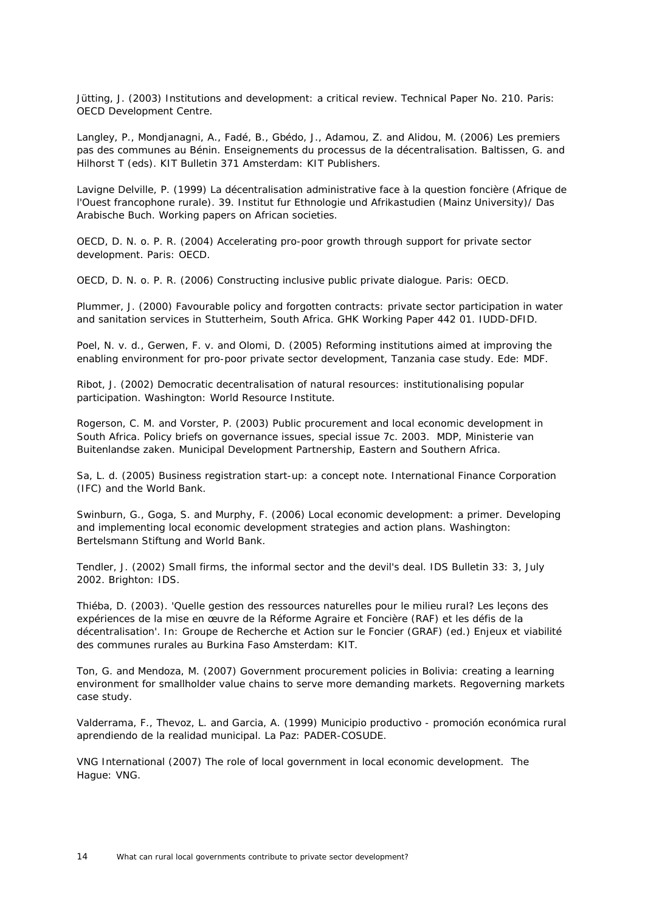Jütting, J. (2003) Institutions and development: a critical review. Technical Paper No. 210. Paris: OECD Development Centre.

Langley, P., Mondjanagni, A., Fadé, B., Gbédo, J., Adamou, Z. and Alidou, M. (2006) Les premiers pas des communes au Bénin. Enseignements du processus de la décentralisation. Baltissen, G. and Hilhorst T (eds). KIT Bulletin 371 Amsterdam: KIT Publishers.

Lavigne Delville, P. (1999) La décentralisation administrative face à la question foncière (Afrique de l'Ouest francophone rurale). 39. Institut fur Ethnologie und Afrikastudien (Mainz University)/ Das Arabische Buch. Working papers on African societies.

OECD, D. N. o. P. R. (2004) Accelerating pro-poor growth through support for private sector development. Paris: OECD.

OECD, D. N. o. P. R. (2006) Constructing inclusive public private dialogue. Paris: OECD.

Plummer, J. (2000) Favourable policy and forgotten contracts: private sector participation in water and sanitation services in Stutterheim, South Africa. GHK Working Paper 442 01. IUDD-DFID.

Poel, N. v. d., Gerwen, F. v. and Olomi, D. (2005) Reforming institutions aimed at improving the enabling environment for pro-poor private sector development, Tanzania case study. Ede: MDF.

Ribot, J. (2002) Democratic decentralisation of natural resources: institutionalising popular participation. Washington: World Resource Institute.

Rogerson, C. M. and Vorster, P. (2003) Public procurement and local economic development in South Africa. Policy briefs on governance issues, special issue 7c. 2003. MDP, Ministerie van Buitenlandse zaken. Municipal Development Partnership, Eastern and Southern Africa.

Sa, L. d. (2005) Business registration start-up: a concept note. International Finance Corporation (IFC) and the World Bank.

Swinburn, G., Goga, S. and Murphy, F. (2006) Local economic development: a primer. Developing and implementing local economic development strategies and action plans. Washington: Bertelsmann Stiftung and World Bank.

Tendler, J. (2002) Small firms, the informal sector and the devil's deal. IDS Bulletin 33: 3, July 2002. Brighton: IDS.

Thiéba, D. (2003). 'Quelle gestion des ressources naturelles pour le milieu rural? Les leçons des expériences de la mise en œuvre de la Réforme Agraire et Foncière (RAF) et les défis de la décentralisation'. In: Groupe de Recherche et Action sur le Foncier (GRAF) (ed.) Enjeux et viabilité des communes rurales au Burkina Faso Amsterdam: KIT.

Ton, G. and Mendoza, M. (2007) Government procurement policies in Bolivia: creating a learning environment for smallholder value chains to serve more demanding markets. Regoverning markets case study.

Valderrama, F., Thevoz, L. and Garcia, A. (1999) Municipio productivo - promoción económica rural aprendiendo de la realidad municipal. La Paz: PADER-COSUDE.

VNG International (2007) The role of local government in local economic development. The Hague: VNG.